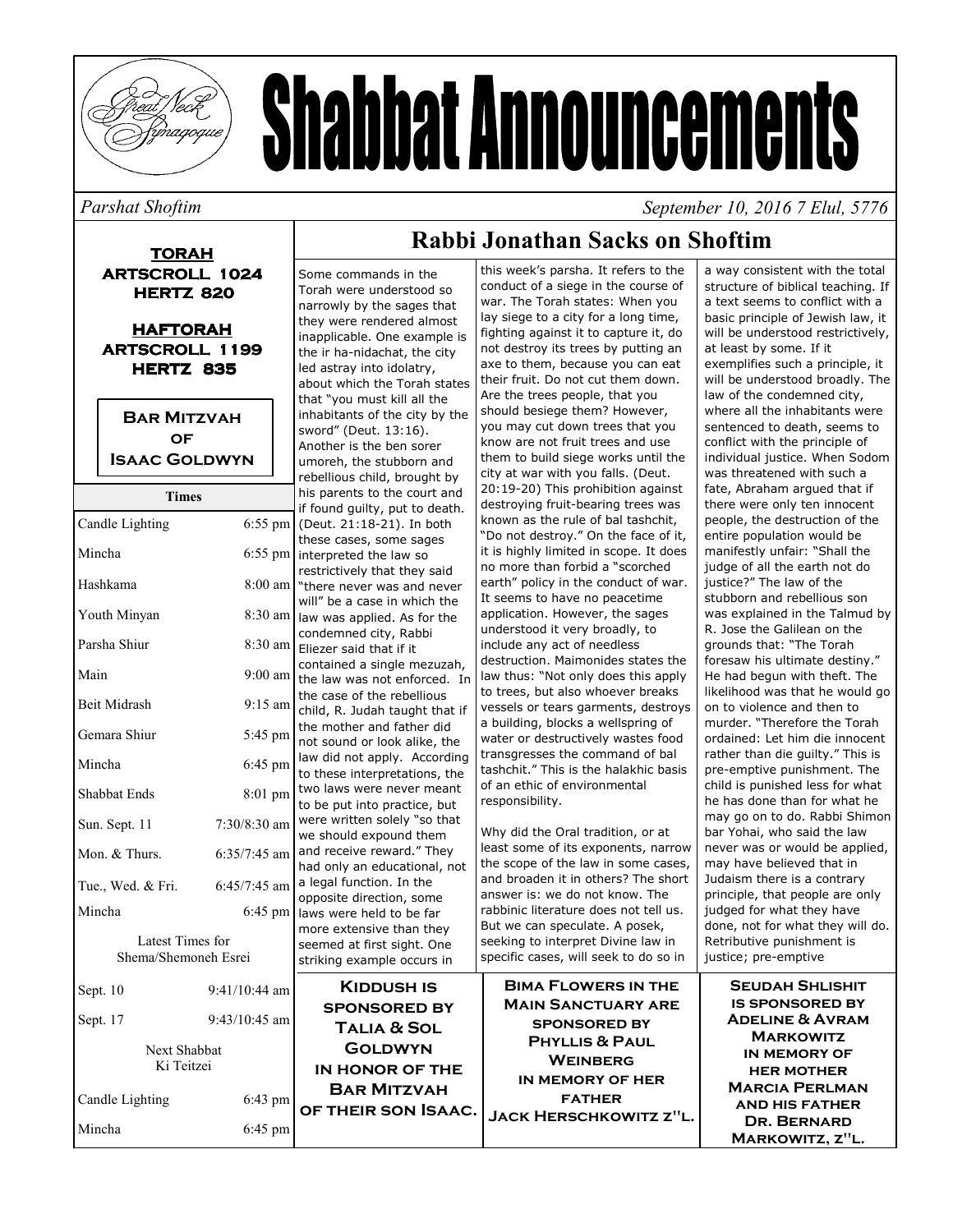# Shabbat Announcements

Great Neck Synagogue

*Parshat Shoftim* *September 10, 2016 7 Elul, 5776*

**TORAH**
**ARTSCROLL 1024**
**HERTZ 820**

**HAFTORAH**
**ARTSCROLL 1199**
**HERTZ 835**

**Bar Mitzvah of Isaac Goldwyn**

| Times | |
|---|---|
| Candle Lighting | 6:55 pm |
| Mincha | 6:55 pm |
| Hashkama | 8:00 am |
| Youth Minyan | 8:30 am |
| Parsha Shiur | 8:30 am |
| Main | 9:00 am |
| Beit Midrash | 9:15 am |
| Gemara Shiur | 5:45 pm |
| Mincha | 6:45 pm |
| Shabbat Ends | 8:01 pm |
| Sun. Sept. 11 | 7:30/8:30 am |
| Mon. & Thurs. | 6:35/7:45 am |
| Tue., Wed. & Fri. | 6:45/7:45 am |
| Mincha | 6:45 pm |

Latest Times for Shema/Shemoneh Esrei

| | |
|---|---|
| Sept. 10 | 9:41/10:44 am |
| Sept. 17 | 9:43/10:45 am |

Next Shabbat Ki Teitzei

| | |
|---|---|
| Candle Lighting | 6:43 pm |
| Mincha | 6:45 pm |

## Rabbi Jonathan Sacks on Shoftim

Some commands in the Torah were understood so narrowly by the sages that they were rendered almost inapplicable. One example is the ir ha-nidachat, the city led astray into idolatry, about which the Torah states that "you must kill all the inhabitants of the city by the sword" (Deut. 13:16). Another is the ben sorer umoreh, the stubborn and rebellious child, brought by his parents to the court and if found guilty, put to death. (Deut. 21:18-21). In both these cases, some sages interpreted the law so restrictively that they said "there never was and never will" be a case in which the law was applied. As for the condemned city, Rabbi Eliezer said that if it contained a single mezuzah, the law was not enforced. In the case of the rebellious child, R. Judah taught that if the mother and father did not sound or look alike, the law did not apply. According to these interpretations, the two laws were never meant to be put into practice, but were written solely "so that we should expound them and receive reward." They had only an educational, not a legal function. In the opposite direction, some laws were held to be far more extensive than they seemed at first sight. One striking example occurs in this week's parsha. It refers to the conduct of a siege in the course of war. The Torah states: When you lay siege to a city for a long time, fighting against it to capture it, do not destroy its trees by putting an axe to them, because you can eat their fruit. Do not cut them down. Are the trees people, that you should besiege them? However, you may cut down trees that you know are not fruit trees and use them to build siege works until the city at war with you falls. (Deut. 20:19-20) This prohibition against destroying fruit-bearing trees was known as the rule of bal tashchit, "Do not destroy." On the face of it, it is highly limited in scope. It does no more than forbid a "scorched earth" policy in the conduct of war. It seems to have no peacetime application. However, the sages understood it very broadly, to include any act of needless destruction. Maimonides states the law thus: "Not only does this apply to trees, but also whoever breaks vessels or tears garments, destroys a building, blocks a wellspring of water or destructively wastes food transgresses the command of bal tashchit." This is the halakhic basis of an ethic of environmental responsibility.

Why did the Oral tradition, or at least some of its exponents, narrow the scope of the law in some cases, and broaden it in others? The short answer is: we do not know. The rabbinic literature does not tell us. But we can speculate. A posek, seeking to interpret Divine law in specific cases, will seek to do so in a way consistent with the total structure of biblical teaching. If a text seems to conflict with a basic principle of Jewish law, it will be understood restrictively, at least by some. If it exemplifies such a principle, it will be understood broadly. The law of the condemned city, where all the inhabitants were sentenced to death, seems to conflict with the principle of individual justice. When Sodom was threatened with such a fate, Abraham argued that if there were only ten innocent people, the destruction of the entire population would be manifestly unfair: "Shall the judge of all the earth not do justice?" The law of the stubborn and rebellious son was explained in the Talmud by R. Jose the Galilean on the grounds that: "The Torah foresaw his ultimate destiny." He had begun with theft. The likelihood was that he would go on to violence and then to murder. "Therefore the Torah ordained: Let him die innocent rather than die guilty." This is pre-emptive punishment. The child is punished less for what he has done than for what he may go on to do. Rabbi Shimon bar Yohai, who said the law never was or would be applied, may have believed that in Judaism there is a contrary principle, that people are only judged for what they have done, not for what they will do. Retributive punishment is justice; pre-emptive

**Kiddush is sponsored by Talia & Sol Goldwyn in honor of the Bar Mitzvah of their son Isaac.**

**Bima Flowers in the Main Sanctuary are sponsored by Phyllis & Paul Weinberg in memory of her father Jack Herschkowitz z"l.**

**Seudah Shlishit is sponsored by Adeline & Avram Markowitz in memory of her mother Marcia Perlman and his father Dr. Bernard Markowitz, z"l.**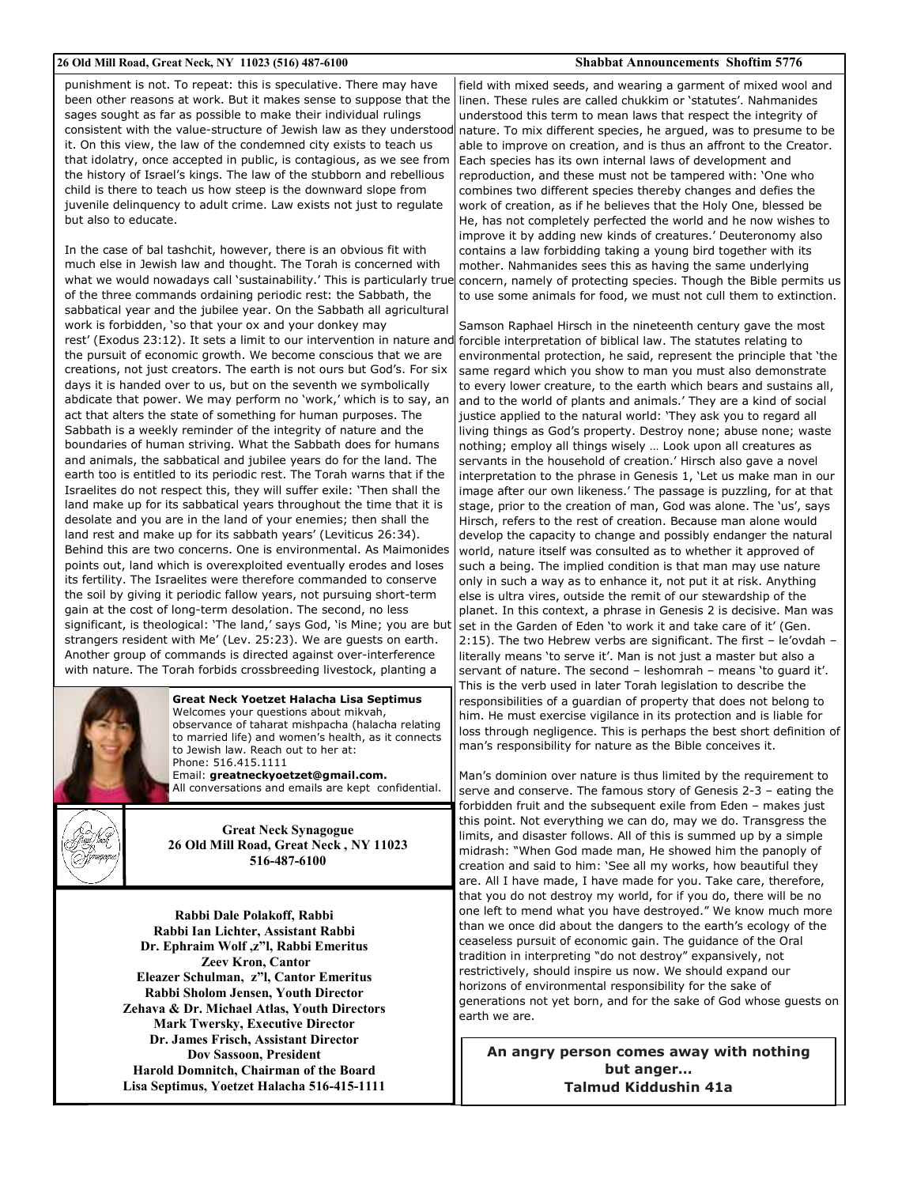punishment is not. To repeat: this is speculative. There may have been other reasons at work. But it makes sense to suppose that the sages sought as far as possible to make their individual rulings consistent with the value-structure of Jewish law as they understood it. On this view, the law of the condemned city exists to teach us that idolatry, once accepted in public, is contagious, as we see from the history of Israel's kings. The law of the stubborn and rebellious child is there to teach us how steep is the downward slope from juvenile delinquency to adult crime. Law exists not just to regulate but also to educate.

In the case of bal tashchit, however, there is an obvious fit with much else in Jewish law and thought. The Torah is concerned with what we would nowadays call 'sustainability.' This is particularly true of the three commands ordaining periodic rest: the Sabbath, the sabbatical year and the jubilee year. On the Sabbath all agricultural work is forbidden, 'so that your ox and your donkey may rest' (Exodus 23:12). It sets a limit to our intervention in nature and the pursuit of economic growth. We become conscious that we are creations, not just creators. The earth is not ours but God's. For six days it is handed over to us, but on the seventh we symbolically abdicate that power. We may perform no 'work,' which is to say, an act that alters the state of something for human purposes. The Sabbath is a weekly reminder of the integrity of nature and the boundaries of human striving. What the Sabbath does for humans and animals, the sabbatical and jubilee years do for the land. The earth too is entitled to its periodic rest. The Torah warns that if the Israelites do not respect this, they will suffer exile: 'Then shall the land make up for its sabbatical years throughout the time that it is desolate and you are in the land of your enemies; then shall the land rest and make up for its sabbath years' (Leviticus 26:34). Behind this are two concerns. One is environmental. As Maimonides points out, land which is overexploited eventually erodes and loses its fertility. The Israelites were therefore commanded to conserve the soil by giving it periodic fallow years, not pursuing short-term gain at the cost of long-term desolation. The second, no less significant, is theological: 'The land,' says God, 'is Mine; you are but strangers resident with Me' (Lev. 25:23). We are guests on earth. Another group of commands is directed against over-interference with nature. The Torah forbids crossbreeding livestock, planting a field with mixed seeds, and wearing a garment of mixed wool and linen. These rules are called chukkim or 'statutes'. Nahmanides understood this term to mean laws that respect the integrity of nature. To mix different species, he argued, was to presume to be able to improve on creation, and is thus an affront to the Creator. Each species has its own internal laws of development and reproduction, and these must not be tampered with: 'One who combines two different species thereby changes and defies the work of creation, as if he believes that the Holy One, blessed be He, has not completely perfected the world and he now wishes to improve it by adding new kinds of creatures.' Deuteronomy also contains a law forbidding taking a young bird together with its mother. Nahmanides sees this as having the same underlying concern, namely of protecting species. Though the Bible permits us to use some animals for food, we must not cull them to extinction.

Samson Raphael Hirsch in the nineteenth century gave the most forcible interpretation of biblical law. The statutes relating to environmental protection, he said, represent the principle that 'the same regard which you show to man you must also demonstrate to every lower creature, to the earth which bears and sustains all, and to the world of plants and animals.' They are a kind of social justice applied to the natural world: 'They ask you to regard all living things as God's property. Destroy none; abuse none; waste nothing; employ all things wisely … Look upon all creatures as servants in the household of creation.' Hirsch also gave a novel interpretation to the phrase in Genesis 1, 'Let us make man in our image after our own likeness.' The passage is puzzling, for at that stage, prior to the creation of man, God was alone. The 'us', says Hirsch, refers to the rest of creation. Because man alone would develop the capacity to change and possibly endanger the natural world, nature itself was consulted as to whether it approved of such a being. The implied condition is that man may use nature only in such a way as to enhance it, not put it at risk. Anything else is ultra vires, outside the remit of our stewardship of the planet. In this context, a phrase in Genesis 2 is decisive. Man was set in the Garden of Eden 'to work it and take care of it' (Gen. 2:15). The two Hebrew verbs are significant. The first – le'ovdah – literally means 'to serve it'. Man is not just a master but also a servant of nature. The second – leshomrah – means 'to guard it'. This is the verb used in later Torah legislation to describe the responsibilities of a guardian of property that does not belong to him. He must exercise vigilance in its protection and is liable for loss through negligence. This is perhaps the best short definition of man's responsibility for nature as the Bible conceives it.

Man's dominion over nature is thus limited by the requirement to serve and conserve. The famous story of Genesis 2-3 – eating the forbidden fruit and the subsequent exile from Eden – makes just this point. Not everything we can do, may we do. Transgress the limits, and disaster follows. All of this is summed up by a simple midrash: "When God made man, He showed him the panoply of creation and said to him: 'See all my works, how beautiful they are. All I have made, I have made for you. Take care, therefore, that you do not destroy my world, for if you do, there will be no one left to mend what you have destroyed." We know much more than we once did about the dangers to the earth's ecology of the ceaseless pursuit of economic gain. The guidance of the Oral tradition in interpreting "do not destroy" expansively, not restrictively, should inspire us now. We should expand our horizons of environmental responsibility for the sake of generations not yet born, and for the sake of God whose guests on earth we are.

**Great Neck Yoetzet Halacha Lisa Septimus**
Welcomes your questions about mikvah, observance of taharat mishpacha (halacha relating to married life) and women's health, as it connects to Jewish law. Reach out to her at:
Phone: 516.415.1111
Email: **greatneckyoetzet@gmail.com.**
All conversations and emails are kept confidential.

**Great Neck Synagogue**
**26 Old Mill Road, Great Neck , NY 11023**
**516-487-6100**

**Rabbi Dale Polakoff, Rabbi**
**Rabbi Ian Lichter, Assistant Rabbi**
**Dr. Ephraim Wolf ,z"l, Rabbi Emeritus**
**Zeev Kron, Cantor**
**Eleazer Schulman, z"l, Cantor Emeritus**
**Rabbi Sholom Jensen, Youth Director**
**Zehava & Dr. Michael Atlas, Youth Directors**
**Mark Twersky, Executive Director**
**Dr. James Frisch, Assistant Director**
**Dov Sassoon, President**
**Harold Domnitch, Chairman of the Board**
**Lisa Septimus, Yoetzet Halacha 516-415-1111**

**An angry person comes away with nothing but anger…**
**Talmud Kiddushin 41a**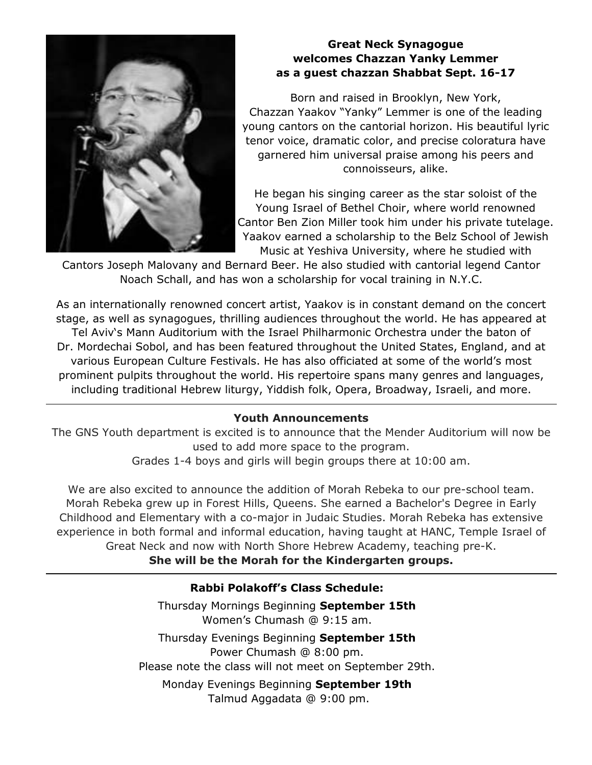**Great Neck Synagogue welcomes Chazzan Yanky Lemmer as a guest chazzan Shabbat Sept. 16-17**

Born and raised in Brooklyn, New York, Chazzan Yaakov "Yanky" Lemmer is one of the leading young cantors on the cantorial horizon. His beautiful lyric tenor voice, dramatic color, and precise coloratura have garnered him universal praise among his peers and connoisseurs, alike.

He began his singing career as the star soloist of the Young Israel of Bethel Choir, where world renowned Cantor Ben Zion Miller took him under his private tutelage. Yaakov earned a scholarship to the Belz School of Jewish Music at Yeshiva University, where he studied with Cantors Joseph Malovany and Bernard Beer. He also studied with cantorial legend Cantor Noach Schall, and has won a scholarship for vocal training in N.Y.C.

As an internationally renowned concert artist, Yaakov is in constant demand on the concert stage, as well as synagogues, thrilling audiences throughout the world. He has appeared at Tel Aviv's Mann Auditorium with the Israel Philharmonic Orchestra under the baton of Dr. Mordechai Sobol, and has been featured throughout the United States, England, and at various European Culture Festivals. He has also officiated at some of the world's most prominent pulpits throughout the world. His repertoire spans many genres and languages, including traditional Hebrew liturgy, Yiddish folk, Opera, Broadway, Israeli, and more.

---

**Youth Announcements**

The GNS Youth department is excited is to announce that the Mender Auditorium will now be used to add more space to the program.
Grades 1-4 boys and girls will begin groups there at 10:00 am.

We are also excited to announce the addition of Morah Rebeka to our pre-school team. Morah Rebeka grew up in Forest Hills, Queens. She earned a Bachelor's Degree in Early Childhood and Elementary with a co-major in Judaic Studies. Morah Rebeka has extensive experience in both formal and informal education, having taught at HANC, Temple Israel of Great Neck and now with North Shore Hebrew Academy, teaching pre-K.
**She will be the Morah for the Kindergarten groups.**

---

**Rabbi Polakoff's Class Schedule:**

Thursday Mornings Beginning **September 15th**
Women's Chumash @ 9:15 am.

Thursday Evenings Beginning **September 15th**
Power Chumash @ 8:00 pm.
Please note the class will not meet on September 29th.

Monday Evenings Beginning **September 19th**
Talmud Aggadata @ 9:00 pm.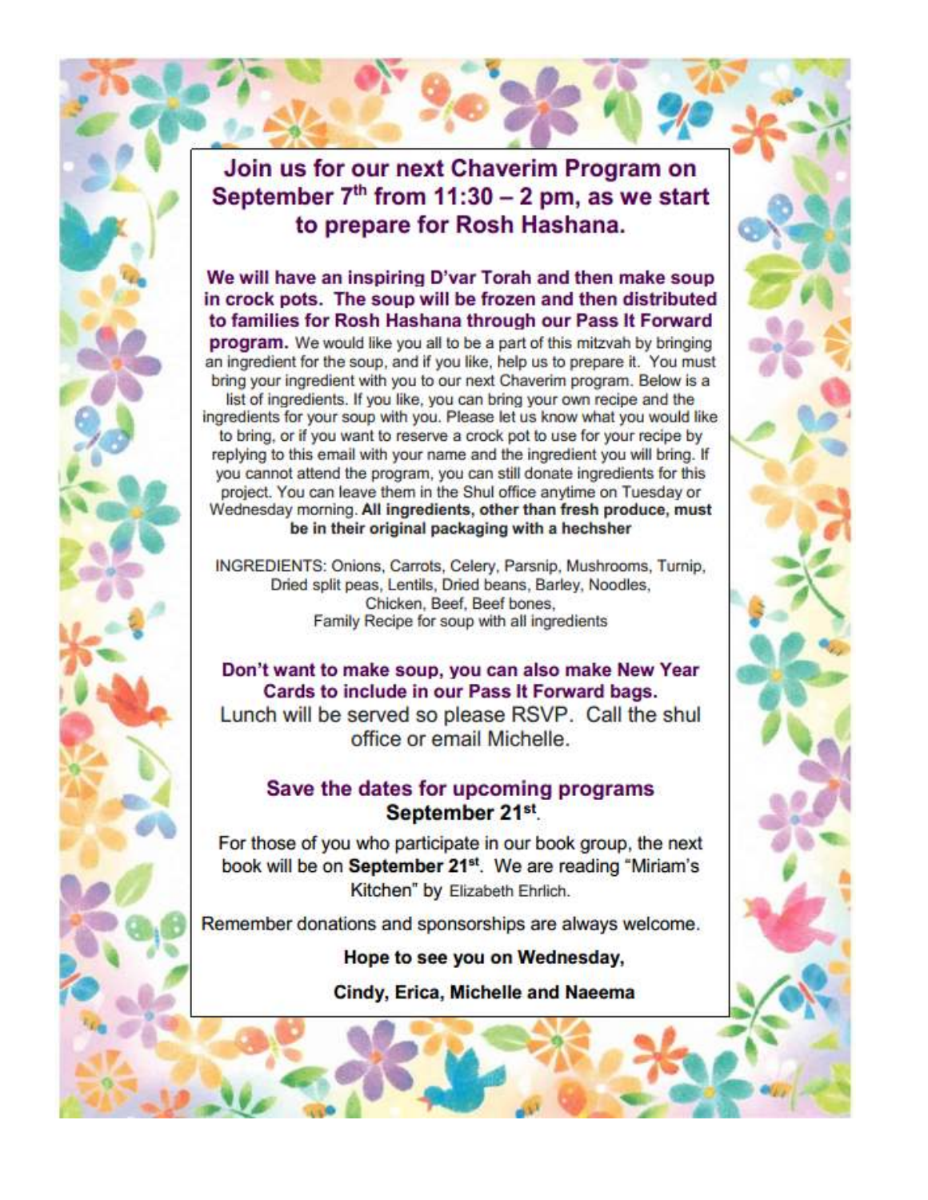## Join us for our next Chaverim Program on September 7th from 11:30 – 2 pm, as we start to prepare for Rosh Hashana.

**We will have an inspiring D'var Torah and then make soup in crock pots. The soup will be frozen and then distributed to families for Rosh Hashana through our Pass It Forward program.** We would like you all to be a part of this mitzvah by bringing an ingredient for the soup, and if you like, help us to prepare it. You must bring your ingredient with you to our next Chaverim program. Below is a list of ingredients. If you like, you can bring your own recipe and the ingredients for your soup with you. Please let us know what you would like to bring, or if you want to reserve a crock pot to use for your recipe by replying to this email with your name and the ingredient you will bring. If you cannot attend the program, you can still donate ingredients for this project. You can leave them in the Shul office anytime on Tuesday or Wednesday morning. **All ingredients, other than fresh produce, must be in their original packaging with a hechsher**

INGREDIENTS: Onions, Carrots, Celery, Parsnip, Mushrooms, Turnip, Dried split peas, Lentils, Dried beans, Barley, Noodles, Chicken, Beef, Beef bones, Family Recipe for soup with all ingredients

**Don't want to make soup, you can also make New Year Cards to include in our Pass It Forward bags.**
Lunch will be served so please RSVP. Call the shul office or email Michelle.

### Save the dates for upcoming programs
**September 21st.**

For those of you who participate in our book group, the next book will be on **September 21st**. We are reading "Miriam's Kitchen" by Elizabeth Ehrlich.

Remember donations and sponsorships are always welcome.

**Hope to see you on Wednesday,**

**Cindy, Erica, Michelle and Naeema**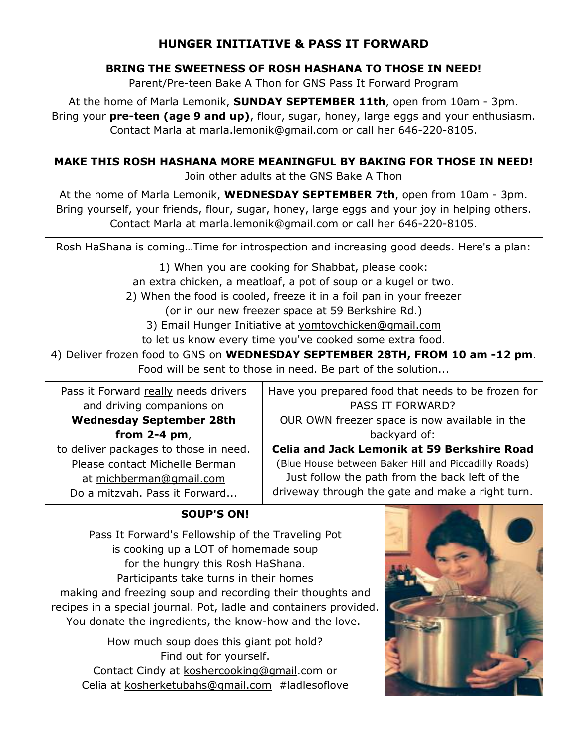# HUNGER INITIATIVE & PASS IT FORWARD

## BRING THE SWEETNESS OF ROSH HASHANA TO THOSE IN NEED!

Parent/Pre-teen Bake A Thon for GNS Pass It Forward Program

At the home of Marla Lemonik, **SUNDAY SEPTEMBER 11th**, open from 10am - 3pm.
Bring your **pre-teen (age 9 and up)**, flour, sugar, honey, large eggs and your enthusiasm.
Contact Marla at marla.lemonik@gmail.com or call her 646-220-8105.

## MAKE THIS ROSH HASHANA MORE MEANINGFUL BY BAKING FOR THOSE IN NEED!

Join other adults at the GNS Bake A Thon

At the home of Marla Lemonik, **WEDNESDAY SEPTEMBER 7th**, open from 10am - 3pm.
Bring yourself, your friends, flour, sugar, honey, large eggs and your joy in helping others.
Contact Marla at marla.lemonik@gmail.com or call her 646-220-8105.

---

Rosh HaShana is coming…Time for introspection and increasing good deeds. Here's a plan:

1) When you are cooking for Shabbat, please cook:
an extra chicken, a meatloaf, a pot of soup or a kugel or two.
2) When the food is cooled, freeze it in a foil pan in your freezer
(or in our new freezer space at 59 Berkshire Rd.)
3) Email Hunger Initiative at yomtovchicken@gmail.com
to let us know every time you've cooked some extra food.
4) Deliver frozen food to GNS on **WEDNESDAY SEPTEMBER 28TH, FROM 10 am -12 pm**.
Food will be sent to those in need. Be part of the solution...

---

Pass it Forward really needs drivers and driving companions on **Wednesday September 28th from 2-4 pm**, to deliver packages to those in need.
Please contact Michelle Berman at michberman@gmail.com
Do a mitzvah. Pass it Forward...

Have you prepared food that needs to be frozen for PASS IT FORWARD?
OUR OWN freezer space is now available in the backyard of:
**Celia and Jack Lemonik at 59 Berkshire Road**
(Blue House between Baker Hill and Piccadilly Roads)
Just follow the path from the back left of the driveway through the gate and make a right turn.

---

## SOUP'S ON!

Pass It Forward's Fellowship of the Traveling Pot
is cooking up a LOT of homemade soup
for the hungry this Rosh HaShana.
Participants take turns in their homes
making and freezing soup and recording their thoughts and recipes in a special journal. Pot, ladle and containers provided.
You donate the ingredients, the know-how and the love.

How much soup does this giant pot hold?
Find out for yourself.
Contact Cindy at koshercooking@gmail.com or
Celia at kosherketubahs@gmail.com #ladlesoflove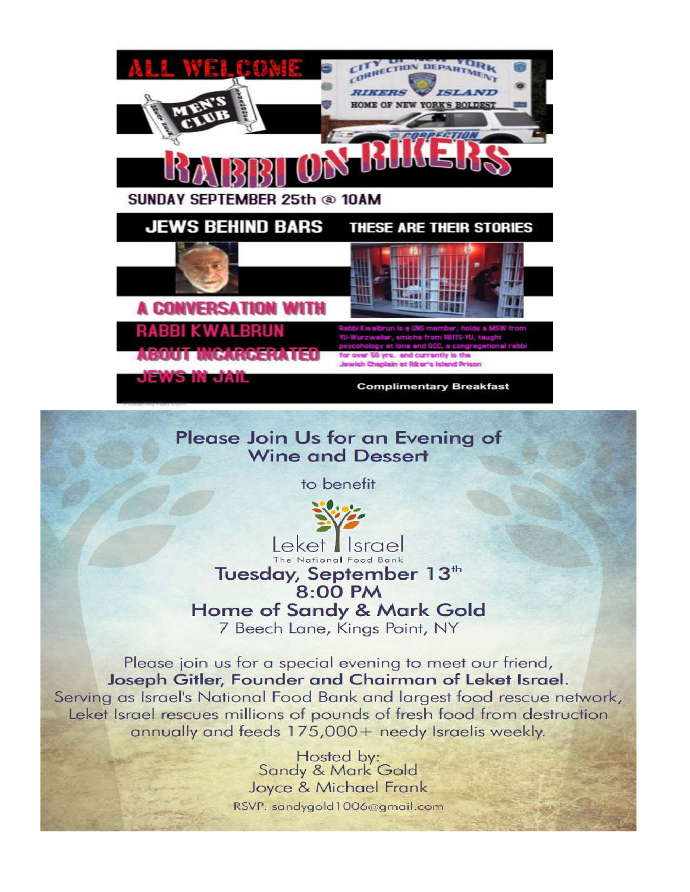# ALL WELCOME

MEN'S CLUB

CITY OF NEW YORK CORRECTION DEPARTMENT

RIKERS ISLAND

HOME OF NEW YORK'S BOLDEST

# RABBI ON RIKERS

**SUNDAY SEPTEMBER 25th @ 10AM**

**JEWS BEHIND BARS** **THESE ARE THEIR STORIES**

**A CONVERSATION WITH RABBI KWALBRUN ABOUT INCARCERATED JEWS IN JAIL**

Rabbi Kwalbrun is a GNS member, holds a MSW from YU-Wurzweiler, smicha from REITS-YU, taught psycohology at Iona and QCC, a congregational rabbi for over 50 yrs. and currently is the Jewish Chaplain at Riker's Island Prison

**Complimentary Breakfast**

---

## Please Join Us for an Evening of Wine and Dessert

to benefit

Leket Israel
The National Food Bank

**Tuesday, September 13th**
**8:00 PM**
**Home of Sandy & Mark Gold**
7 Beech Lane, Kings Point, NY

Please join us for a special evening to meet our friend,
**Joseph Gitler, Founder and Chairman of Leket Israel.**
Serving as Israel's National Food Bank and largest food rescue network, Leket Israel rescues millions of pounds of fresh food from destruction annually and feeds 175,000+ needy Israelis weekly.

Hosted by:
Sandy & Mark Gold
Joyce & Michael Frank

RSVP: sandygold1006@gmail.com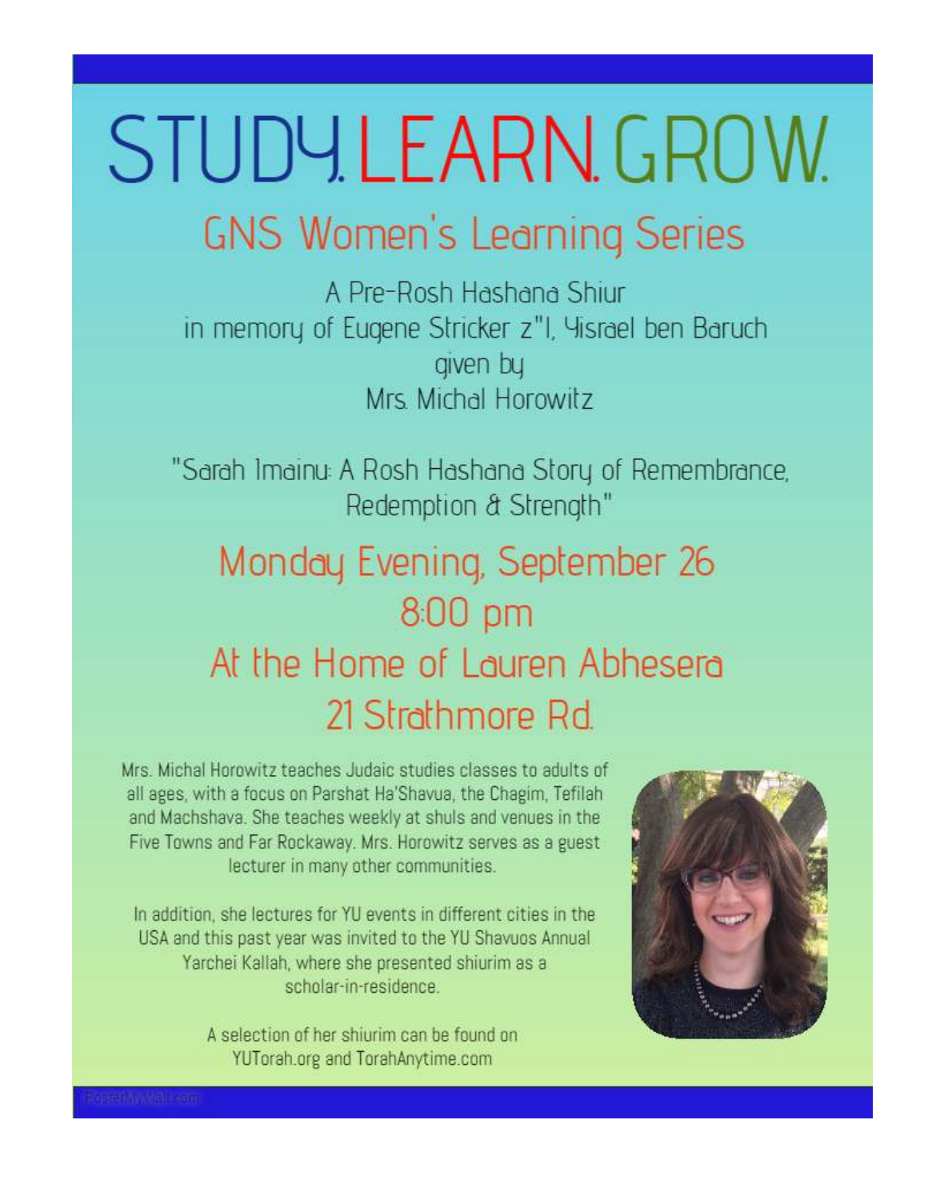# STUDY. LEARN. GROW.

## GNS Women's Learning Series

A Pre-Rosh Hashana Shiur
in memory of Eugene Stricker z"l, Yisrael ben Baruch
given by
Mrs. Michal Horowitz

"Sarah Imainu: A Rosh Hashana Story of Remembrance, Redemption & Strength"

## Monday Evening, September 26
## 8:00 pm
## At the Home of Lauren Abhesera
## 21 Strathmore Rd.

Mrs. Michal Horowitz teaches Judaic studies classes to adults of all ages, with a focus on Parshat Ha'Shavua, the Chagim, Tefilah and Machshava. She teaches weekly at shuls and venues in the Five Towns and Far Rockaway. Mrs. Horowitz serves as a guest lecturer in many other communities.

In addition, she lectures for YU events in different cities in the USA and this past year was invited to the YU Shavuos Annual Yarchei Kallah, where she presented shiurim as a scholar-in-residence.

A selection of her shiurim can be found on YUTorah.org and TorahAnytime.com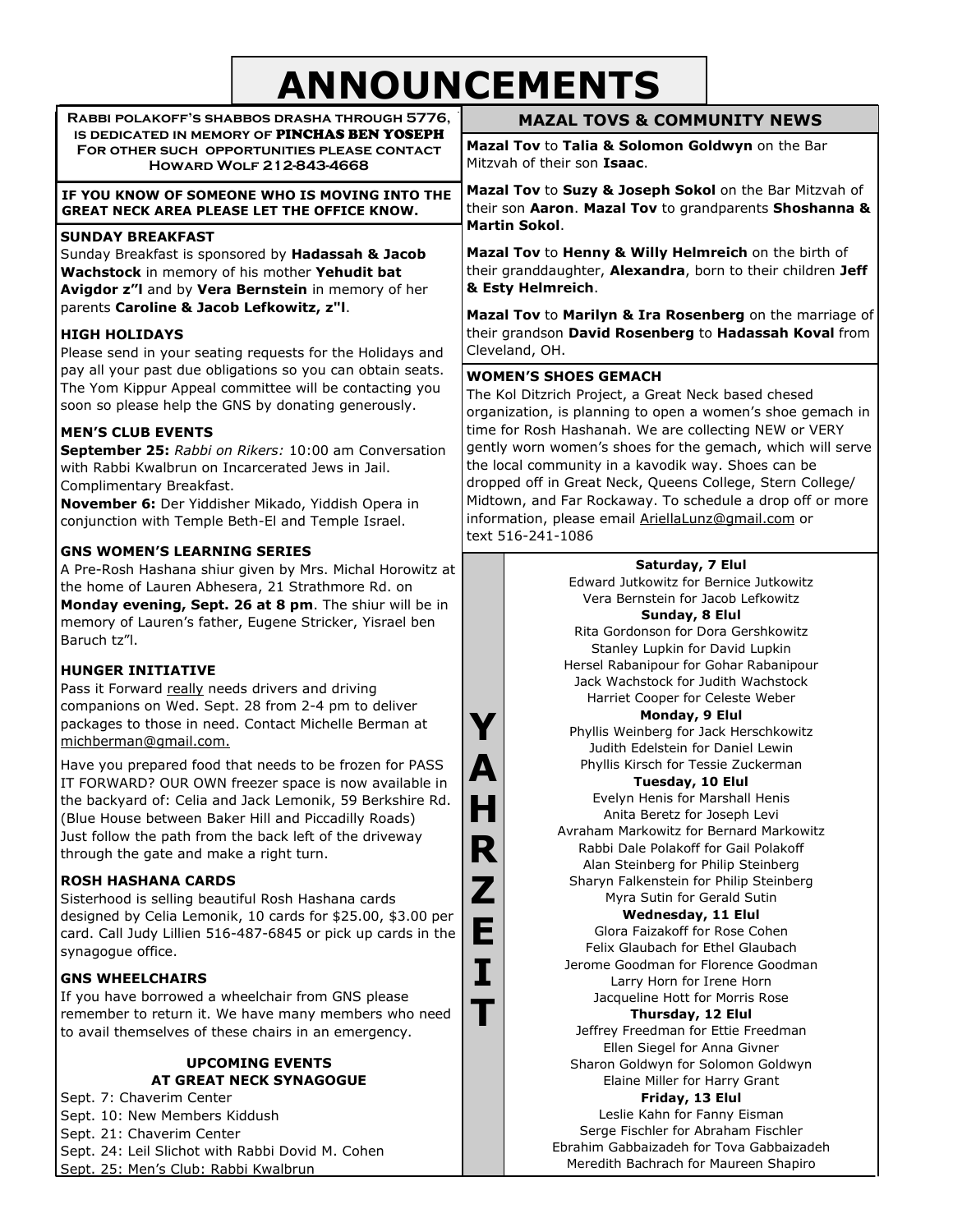# ANNOUNCEMENTS

**Rabbi Polakoff's Shabbos Drasha through 5776, is dedicated in memory of PINCHAS BEN YOSEPH**
**For other such opportunities please contact Howard Wolf 212-843-4668**

**IF YOU KNOW OF SOMEONE WHO IS MOVING INTO THE GREAT NECK AREA PLEASE LET THE OFFICE KNOW.**

### SUNDAY BREAKFAST

Sunday Breakfast is sponsored by **Hadassah & Jacob Wachstock** in memory of his mother **Yehudit bat Avigdor z"l** and by **Vera Bernstein** in memory of her parents **Caroline & Jacob Lefkowitz, z"l**.

### HIGH HOLIDAYS

Please send in your seating requests for the Holidays and pay all your past due obligations so you can obtain seats. The Yom Kippur Appeal committee will be contacting you soon so please help the GNS by donating generously.

### MEN'S CLUB EVENTS

**September 25:** *Rabbi on Rikers:* 10:00 am Conversation with Rabbi Kwalbrun on Incarcerated Jews in Jail. Complimentary Breakfast.
**November 6:** Der Yiddisher Mikado, Yiddish Opera in conjunction with Temple Beth-El and Temple Israel.

### GNS WOMEN'S LEARNING SERIES

A Pre-Rosh Hashana shiur given by Mrs. Michal Horowitz at the home of Lauren Abhesera, 21 Strathmore Rd. on **Monday evening, Sept. 26 at 8 pm**. The shiur will be in memory of Lauren's father, Eugene Stricker, Yisrael ben Baruch tz"l.

### HUNGER INITIATIVE

Pass it Forward really needs drivers and driving companions on Wed. Sept. 28 from 2-4 pm to deliver packages to those in need. Contact Michelle Berman at michberman@gmail.com.

Have you prepared food that needs to be frozen for PASS IT FORWARD? OUR OWN freezer space is now available in the backyard of: Celia and Jack Lemonik, 59 Berkshire Rd. (Blue House between Baker Hill and Piccadilly Roads) Just follow the path from the back left of the driveway through the gate and make a right turn.

### ROSH HASHANA CARDS

Sisterhood is selling beautiful Rosh Hashana cards designed by Celia Lemonik, 10 cards for $25.00, $3.00 per card. Call Judy Lillien 516-487-6845 or pick up cards in the synagogue office.

### GNS WHEELCHAIRS

If you have borrowed a wheelchair from GNS please remember to return it. We have many members who need to avail themselves of these chairs in an emergency.

### UPCOMING EVENTS AT GREAT NECK SYNAGOGUE

Sept. 7: Chaverim Center
Sept. 10: New Members Kiddush
Sept. 21: Chaverim Center
Sept. 24: Leil Slichot with Rabbi Dovid M. Cohen
Sept. 25: Men's Club: Rabbi Kwalbrun

## MAZAL TOVS & COMMUNITY NEWS

**Mazal Tov** to **Talia & Solomon Goldwyn** on the Bar Mitzvah of their son **Isaac**.

**Mazal Tov** to **Suzy & Joseph Sokol** on the Bar Mitzvah of their son **Aaron**. **Mazal Tov** to grandparents **Shoshanna & Martin Sokol**.

**Mazal Tov** to **Henny & Willy Helmreich** on the birth of their granddaughter, **Alexandra**, born to their children **Jeff & Esty Helmreich**.

**Mazal Tov** to **Marilyn & Ira Rosenberg** on the marriage of their grandson **David Rosenberg** to **Hadassah Koval** from Cleveland, OH.

### WOMEN'S SHOES GEMACH

The Kol Ditzrich Project, a Great Neck based chesed organization, is planning to open a women's shoe gemach in time for Rosh Hashanah. We are collecting NEW or VERY gently worn women's shoes for the gemach, which will serve the local community in a kavodik way. Shoes can be dropped off in Great Neck, Queens College, Stern College/ Midtown, and Far Rockaway. To schedule a drop off or more information, please email AriellaLunz@gmail.com or text 516-241-1086

## YAHRZEIT

**Saturday, 7 Elul**
Edward Jutkowitz for Bernice Jutkowitz
Vera Bernstein for Jacob Lefkowitz

**Sunday, 8 Elul**
Rita Gordonson for Dora Gershkowitz
Stanley Lupkin for David Lupkin
Hersel Rabanipour for Gohar Rabanipour
Jack Wachstock for Judith Wachstock
Harriet Cooper for Celeste Weber

**Monday, 9 Elul**
Phyllis Weinberg for Jack Herschkowitz
Judith Edelstein for Daniel Lewin
Phyllis Kirsch for Tessie Zuckerman

**Tuesday, 10 Elul**
Evelyn Henis for Marshall Henis
Anita Beretz for Joseph Levi
Avraham Markowitz for Bernard Markowitz
Rabbi Dale Polakoff for Gail Polakoff
Alan Steinberg for Philip Steinberg
Sharyn Falkenstein for Philip Steinberg
Myra Sutin for Gerald Sutin

**Wednesday, 11 Elul**
Glora Faizakoff for Rose Cohen
Felix Glaubach for Ethel Glaubach
Jerome Goodman for Florence Goodman
Larry Horn for Irene Horn
Jacqueline Hott for Morris Rose

**Thursday, 12 Elul**
Jeffrey Freedman for Ettie Freedman
Ellen Siegel for Anna Givner
Sharon Goldwyn for Solomon Goldwyn
Elaine Miller for Harry Grant

**Friday, 13 Elul**
Leslie Kahn for Fanny Eisman
Serge Fischler for Abraham Fischler
Ebrahim Gabbaizadeh for Tova Gabbaizadeh
Meredith Bachrach for Maureen Shapiro